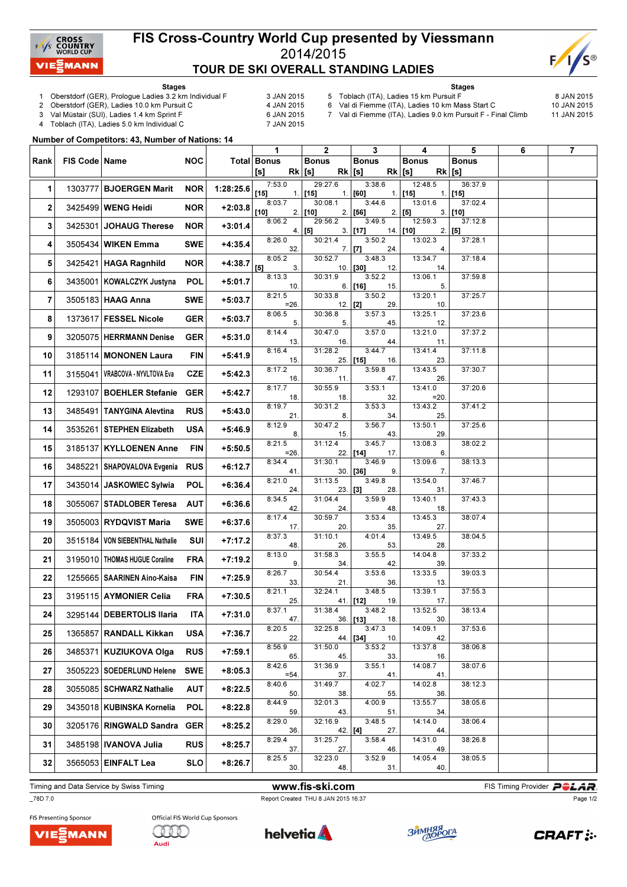# FIS Cross-Country World Cup presented by Viessmann

## 2014/2015

## TOUR DE SKI OVERALL STANDING LADIES

**Stages**

1. Oberstdorf (GER), Prologue Ladies 3.2 km Individual F — 3 JAN 2015
2. Oberstdorf (GER), Ladies 10.0 km Pursuit C — 4 JAN 2015
3. Val Müstair (SUI), Ladies 1.4 km Sprint F — 6 JAN 2015
4. Toblach (ITA), Ladies 5.0 km Individual C — 7 JAN 2015
5. Toblach (ITA), Ladies 15 km Pursuit F — 8 JAN 2015
6. Val di Fiemme (ITA), Ladies 10 km Mass Start C — 10 JAN 2015
7. Val di Fiemme (ITA), Ladies 9.0 km Pursuit F - Final Climb — 11 JAN 2015

**Number of Competitors: 43, Number of Nations: 14**

| Rank | FIS Code | Name | NOC | Total | 1 Time | 1 Bonus [s] | 1 Rk | 2 Time | 2 Bonus [s] | 2 Rk | 3 Time | 3 Bonus [s] | 3 Rk | 4 Time | 4 Bonus [s] | 4 Rk | 5 Time | 5 Bonus [s] | 6 | 7 |
|---|---|---|---|---|---|---|---|---|---|---|---|---|---|---|---|---|---|---|---|---|
| 1 | 1303777 | BJOERGEN Marit | NOR | 1:28:25.6 | 7:53.0 | [15] | 1. | 29:27.6 | [15] | 1. | 3:38.6 | [60] | 1. | 12:48.5 | [15] | 1. | 36:37.9 | [15] | | |
| 2 | 3425499 | WENG Heidi | NOR | +2:03.8 | 8:03.7 | [10] | 2. | 30:08.1 | [10] | 2. | 3:44.6 | [56] | 2. | 13:01.6 | [5] | 3. | 37:02.4 | [10] | | |
| 3 | 3425301 | JOHAUG Therese | NOR | +3:01.4 | 8:06.2 | | 4. | 29:56.2 | [5] | 3. | 3:49.5 | [17] | 14. | 12:59.3 | [10] | 2. | 37:12.8 | [5] | | |
| 4 | 3505434 | WIKEN Emma | SWE | +4:35.4 | 8:26.0 | | 32. | 30:21.4 | | 7. | 3:50.2 | [7] | 24. | 13:02.3 | | 4. | 37:28.1 | | | |
| 5 | 3425421 | HAGA Ragnhild | NOR | +4:38.7 | 8:05.2 | [5] | 3. | 30:52.7 | | 10. | 3:48.3 | [30] | 12. | 13:34.7 | | 14. | 37:18.4 | | | |
| 6 | 3435001 | KOWALCZYK Justyna | POL | +5:01.7 | 8:13.3 | | 10. | 30:31.9 | | 6. | 3:52.2 | [16] | 15. | 13:06.1 | | 5. | 37:59.8 | | | |
| 7 | 3505183 | HAAG Anna | SWE | +5:03.7 | 8:21.5 | | =26. | 30:33.8 | | 12. | 3:50.2 | [2] | 29. | 13:20.1 | | 10. | 37:25.7 | | | |
| 8 | 1373617 | FESSEL Nicole | GER | +5:03.7 | 8:06.5 | | 5. | 30:36.8 | | 5. | 3:57.3 | | 45. | 13:25.1 | | 12. | 37:23.6 | | | |
| 9 | 3205075 | HERRMANN Denise | GER | +5:31.0 | 8:14.4 | | 13. | 30:47.0 | | 16. | 3:57.0 | | 44. | 13:21.0 | | 11. | 37:37.2 | | | |
| 10 | 3185114 | MONONEN Laura | FIN | +5:41.9 | 8:16.4 | | 15. | 31:28.2 | | 25. | 3:44.7 | [15] | 16. | 13:41.4 | | 23. | 37:11.8 | | | |
| 11 | 3155041 | VRABCOVA - NYVLTOVA Eva | CZE | +5:42.3 | 8:17.2 | | 16. | 30:36.7 | | 11. | 3:59.8 | | 47. | 13:43.5 | | 26. | 37:30.7 | | | |
| 12 | 1293107 | BOEHLER Stefanie | GER | +5:42.7 | 8:17.7 | | 18. | 30:55.9 | | 18. | 3:53.1 | | 32. | 13:41.0 | | =20. | 37:20.6 | | | |
| 13 | 3485491 | TANYGINA Alevtina | RUS | +5:43.0 | 8:19.7 | | 21. | 30:31.2 | | 8. | 3:53.3 | | 34. | 13:43.2 | | 25. | 37:41.2 | | | |
| 14 | 3535261 | STEPHEN Elizabeth | USA | +5:46.9 | 8:12.9 | | 8. | 30:47.2 | | 15. | 3:56.7 | | 43. | 13:50.1 | | 29. | 37:25.6 | | | |
| 15 | 3185137 | KYLLOENEN Anne | FIN | +5:50.5 | 8:21.5 | | =26. | 31:12.4 | | 22. | 3:45.7 | [14] | 17. | 13:08.3 | | 6. | 38:02.2 | | | |
| 16 | 3485221 | SHAPOVALOVA Evgenia | RUS | +6:12.7 | 8:34.4 | | 41. | 31:30.1 | | 30. | 3:46.9 | [36] | 9. | 13:09.6 | | 7. | 38:13.3 | | | |
| 17 | 3435014 | JASKOWIEC Sylwia | POL | +6:36.4 | 8:21.0 | | 24. | 31:13.5 | | 23. | 3:49.8 | [3] | 28. | 13:54.0 | | 31. | 37:46.7 | | | |
| 18 | 3055067 | STADLOBER Teresa | AUT | +6:36.6 | 8:34.5 | | 42. | 31:04.4 | | 24. | 3:59.9 | | 48. | 13:40.1 | | 18. | 37:43.3 | | | |
| 19 | 3505003 | RYDQVIST Maria | SWE | +6:37.6 | 8:17.4 | | 17. | 30:59.7 | | 20. | 3:53.4 | | 35. | 13:45.3 | | 27. | 38:07.4 | | | |
| 20 | 3515184 | VON SIEBENTHAL Nathalie | SUI | +7:17.2 | 8:37.3 | | 48. | 31:10.1 | | 26. | 4:01.4 | | 53. | 13:49.5 | | 28. | 38:04.5 | | | |
| 21 | 3195010 | THOMAS HUGUE Coraline | FRA | +7:19.2 | 8:13.0 | | 9. | 31:58.3 | | 34. | 3:55.5 | | 42. | 14:04.8 | | 39. | 37:33.2 | | | |
| 22 | 1255665 | SAARINEN Aino-Kaisa | FIN | +7:25.9 | 8:26.7 | | 33. | 30:54.4 | | 21. | 3:53.6 | | 36. | 13:33.5 | | 13. | 39:03.3 | | | |
| 23 | 3195115 | AYMONIER Celia | FRA | +7:30.5 | 8:21.1 | | 25. | 32:24.1 | | 41. | 3:48.5 | [12] | 19. | 13:39.1 | | 17. | 37:55.3 | | | |
| 24 | 3295144 | DEBERTOLIS Ilaria | ITA | +7:31.0 | 8:37.1 | | 47. | 31:38.4 | | 36. | 3:48.2 | [13] | 18. | 13:52.5 | | 30. | 38:13.4 | | | |
| 25 | 1365857 | RANDALL Kikkan | USA | +7:36.7 | 8:20.5 | | 22. | 32:25.8 | | 44. | 3:47.3 | [34] | 10. | 14:09.1 | | 42. | 37:53.6 | | | |
| 26 | 3485371 | KUZIUKOVA Olga | RUS | +7:59.1 | 8:56.9 | | 65. | 31:50.0 | | 45. | 3:53.2 | | 33. | 13:37.8 | | 16. | 38:06.8 | | | |
| 27 | 3505223 | SOEDERLUND Helene | SWE | +8:05.3 | 8:42.6 | | =54. | 31:36.9 | | 37. | 3:55.1 | | 41. | 14:08.7 | | 41. | 38:07.6 | | | |
| 28 | 3055085 | SCHWARZ Nathalie | AUT | +8:22.5 | 8:40.6 | | 50. | 31:49.7 | | 38. | 4:02.7 | | 55. | 14:02.8 | | 36. | 38:12.3 | | | |
| 29 | 3435018 | KUBINSKA Kornelia | POL | +8:22.8 | 8:44.9 | | 59. | 32:01.3 | | 43. | 4:00.9 | | 51. | 13:55.7 | | 34. | 38:05.6 | | | |
| 30 | 3205176 | RINGWALD Sandra | GER | +8:25.2 | 8:29.0 | | 36. | 32:16.9 | | 42. | 3:48.5 | [4] | 27. | 14:14.0 | | 44. | 38:06.4 | | | |
| 31 | 3485198 | IVANOVA Julia | RUS | +8:25.7 | 8:29.4 | | 37. | 31:25.7 | | 27. | 3:58.4 | | 46. | 14:31.0 | | 49. | 38:26.8 | | | |
| 32 | 3565053 | EINFALT Lea | SLO | +8:26.7 | 8:25.5 | | 30. | 32:23.0 | | 48. | 3:52.9 | | 31. | 14:05.4 | | 40. | 38:05.5 | | | |

Timing and Data Service by Swiss Timing — www.fis-ski.com — FIS Timing Provider POLAR

_78D 7.0 — Report Created THU 8 JAN 2015 16:37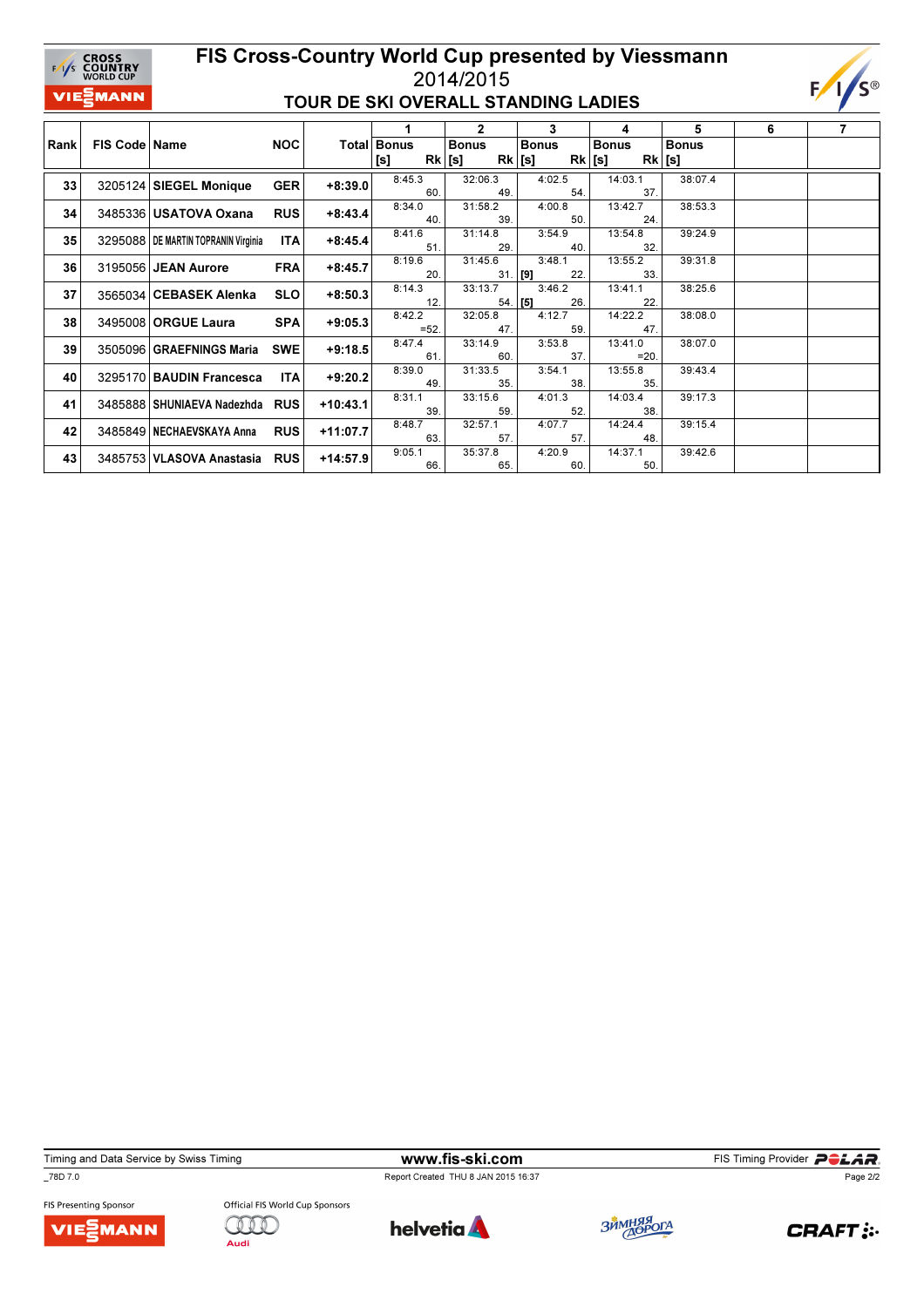# FIS Cross-Country World Cup presented by Viessmann

2014/2015

## TOUR DE SKI OVERALL STANDING LADIES

| Rank | FIS Code | Name | NOC | Total | 1 Bonus [s] | 1 Rk | 2 Bonus [s] | 2 Rk | 3 Bonus [s] | 3 Rk | 4 Bonus [s] | 4 Rk | 5 Bonus [s] | 5 Rk | 6 | 7 |
|---|---|---|---|---|---|---|---|---|---|---|---|---|---|---|---|---|
| 33 | 3205124 | SIEGEL Monique | GER | +8:39.0 | 8:45.3 | 60. | 32:06.3 | 49. | 4:02.5 | 54. | 14:03.1 | 37. | 38:07.4 | | | |
| 34 | 3485336 | USATOVA Oxana | RUS | +8:43.4 | 8:34.0 | 40. | 31:58.2 | 39. | 4:00.8 | 50. | 13:42.7 | 24. | 38:53.3 | | | |
| 35 | 3295088 | DE MARTIN TOPRANIN Virginia | ITA | +8:45.4 | 8:41.6 | 51. | 31:14.8 | 29. | 3:54.9 | 40. | 13:54.8 | 32. | 39:24.9 | | | |
| 36 | 3195056 | JEAN Aurore | FRA | +8:45.7 | 8:19.6 | 20. | 31:45.6 | 31. | [9] 3:48.1 | 22. | 13:55.2 | 33. | 39:31.8 | | | |
| 37 | 3565034 | CEBASEK Alenka | SLO | +8:50.3 | 8:14.3 | 12. | 33:13.7 | 54. | [5] 3:46.2 | 26. | 13:41.1 | 22. | 38:25.6 | | | |
| 38 | 3495008 | ORGUE Laura | SPA | +9:05.3 | 8:42.2 | =52. | 32:05.8 | 47. | 4:12.7 | 59. | 14:22.2 | 47. | 38:08.0 | | | |
| 39 | 3505096 | GRAEFNINGS Maria | SWE | +9:18.5 | 8:47.4 | 61. | 33:14.9 | 60. | 3:53.8 | 37. | 13:41.0 | =20. | 38:07.0 | | | |
| 40 | 3295170 | BAUDIN Francesca | ITA | +9:20.2 | 8:39.0 | 49. | 31:33.5 | 35. | 3:54.1 | 38. | 13:55.8 | 35. | 39:43.4 | | | |
| 41 | 3485888 | SHUNIAEVA Nadezhda | RUS | +10:43.1 | 8:31.1 | 39. | 33:15.6 | 59. | 4:01.3 | 52. | 14:03.4 | 38. | 39:17.3 | | | |
| 42 | 3485849 | NECHAEVSKAYA Anna | RUS | +11:07.7 | 8:48.7 | 63. | 32:57.1 | 57. | 4:07.7 | 57. | 14:24.4 | 48. | 39:15.4 | | | |
| 43 | 3485753 | VLASOVA Anastasia | RUS | +14:57.9 | 9:05.1 | 66. | 35:37.8 | 65. | 4:20.9 | 60. | 14:37.1 | 50. | 39:42.6 | | | |

Timing and Data Service by Swiss Timing

www.fis-ski.com

FIS Timing Provider POLAR

_78D 7.0

Report Created THU 8 JAN 2015 16:37

FIS Presenting Sponsor VIESSMANN

Official FIS World Cup Sponsors Audi helvetia ЗИМНЯЯ ДОРОГА CRAFT